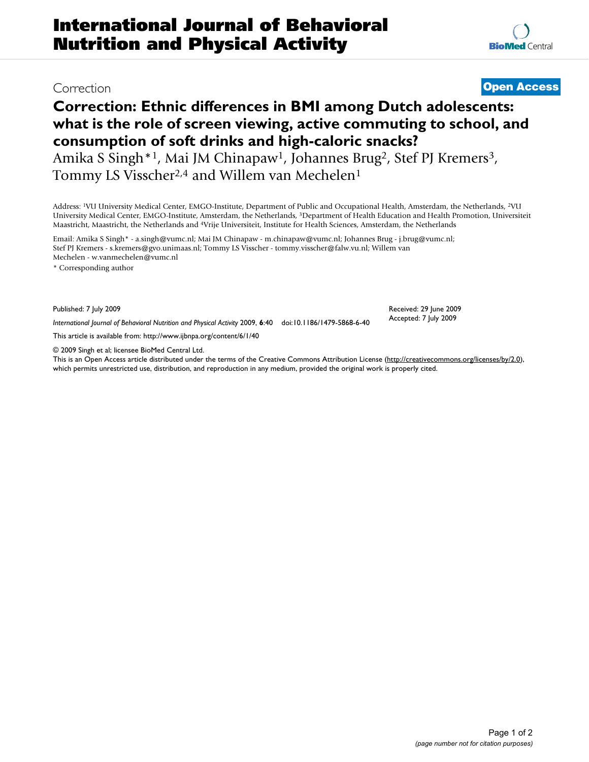# International Journal of Behavioral Nutrition and Physical Activity

Correction

**Open Access**

## Correction: Ethnic differences in BMI among Dutch adolescents: what is the role of screen viewing, active commuting to school, and consumption of soft drinks and high-caloric snacks?

Amika S Singh*[1], Mai JM Chinapaw[1], Johannes Brug[2], Stef PJ Kremers[3], Tommy LS Visscher[2,4] and Willem van Mechelen[1]

Address: [1]VU University Medical Center, EMGO-Institute, Department of Public and Occupational Health, Amsterdam, the Netherlands, [2]VU University Medical Center, EMGO-Institute, Amsterdam, the Netherlands, [3]Department of Health Education and Health Promotion, Universiteit Maastricht, Maastricht, the Netherlands and [4]Vrije Universiteit, Institute for Health Sciences, Amsterdam, the Netherlands

Email: Amika S Singh* - a.singh@vumc.nl; Mai JM Chinapaw - m.chinapaw@vumc.nl; Johannes Brug - j.brug@vumc.nl; Stef PJ Kremers - s.kremers@gvo.unimaas.nl; Tommy LS Visscher - tommy.visscher@falw.vu.nl; Willem van Mechelen - w.vanmechelen@vumc.nl

* Corresponding author

Published: 7 July 2009

*International Journal of Behavioral Nutrition and Physical Activity* 2009, **6**:40 doi:10.1186/1479-5868-6-40

Received: 29 June 2009
Accepted: 7 July 2009

This article is available from: http://www.ijbnpa.org/content/6/1/40

© 2009 Singh et al; licensee BioMed Central Ltd.

This is an Open Access article distributed under the terms of the Creative Commons Attribution License (http://creativecommons.org/licenses/by/2.0), which permits unrestricted use, distribution, and reproduction in any medium, provided the original work is properly cited.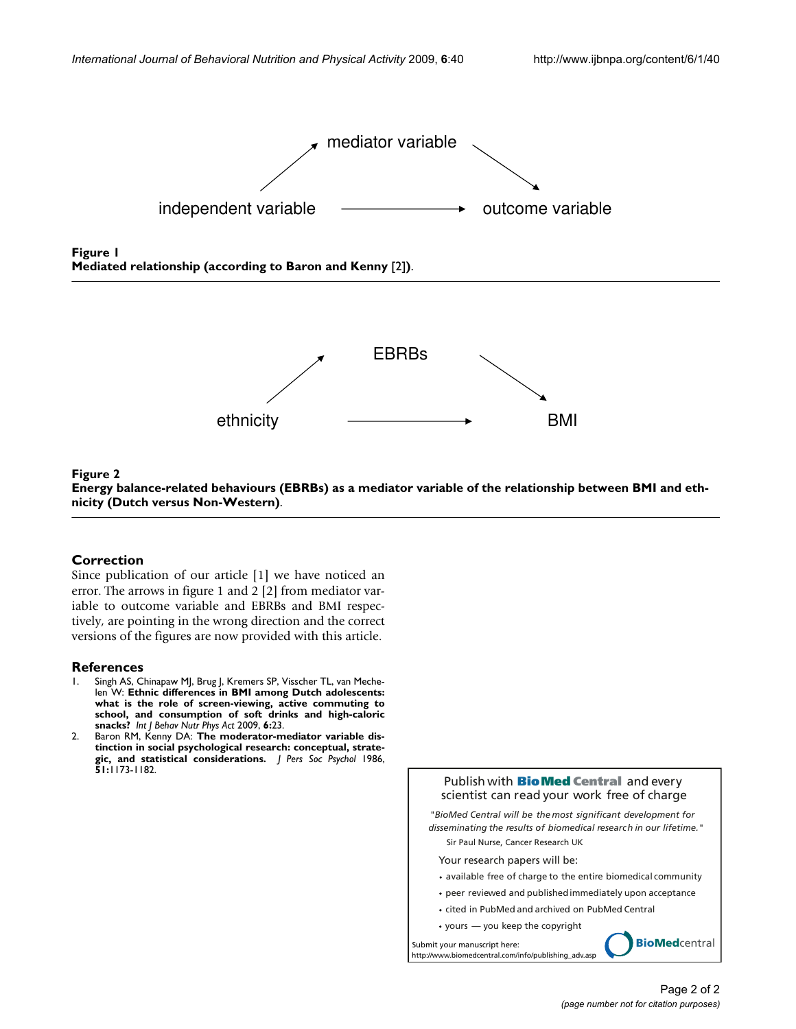mediator variable

independent variable

outcome variable

**Figure 1**
**Mediated relationship (according to Baron and Kenny** [2]**)**.

EBRBs

ethnicity

BMI

**Figure 2**
**Energy balance-related behaviours (EBRBs) as a mediator variable of the relationship between BMI and ethnicity (Dutch versus Non-Western)**.

## Correction

Since publication of our article [1] we have noticed an error. The arrows in figure 1 and 2 [2] from mediator variable to outcome variable and EBRBs and BMI respectively, are pointing in the wrong direction and the correct versions of the figures are now provided with this article.

## References

1. Singh AS, Chinapaw MJ, Brug J, Kremers SP, Visscher TL, van Mechelen W: **Ethnic differences in BMI among Dutch adolescents: what is the role of screen-viewing, active commuting to school, and consumption of soft drinks and high-caloric snacks?** *Int J Behav Nutr Phys Act* 2009, **6:**23.
2. Baron RM, Kenny DA: **The moderator-mediator variable distinction in social psychological research: conceptual, strategic, and statistical considerations.** *J Pers Soc Psychol* 1986, **51:**1173-1182.

Publish with **BioMed Central** and every scientist can read your work free of charge

*"BioMed Central will be the most significant development for disseminating the results of biomedical research in our lifetime."*
Sir Paul Nurse, Cancer Research UK

Your research papers will be:

- available free of charge to the entire biomedical community
- peer reviewed and published immediately upon acceptance
- cited in PubMed and archived on PubMed Central
- yours — you keep the copyright

Submit your manuscript here:
http://www.biomedcentral.com/info/publishing_adv.asp

BioMedcentral